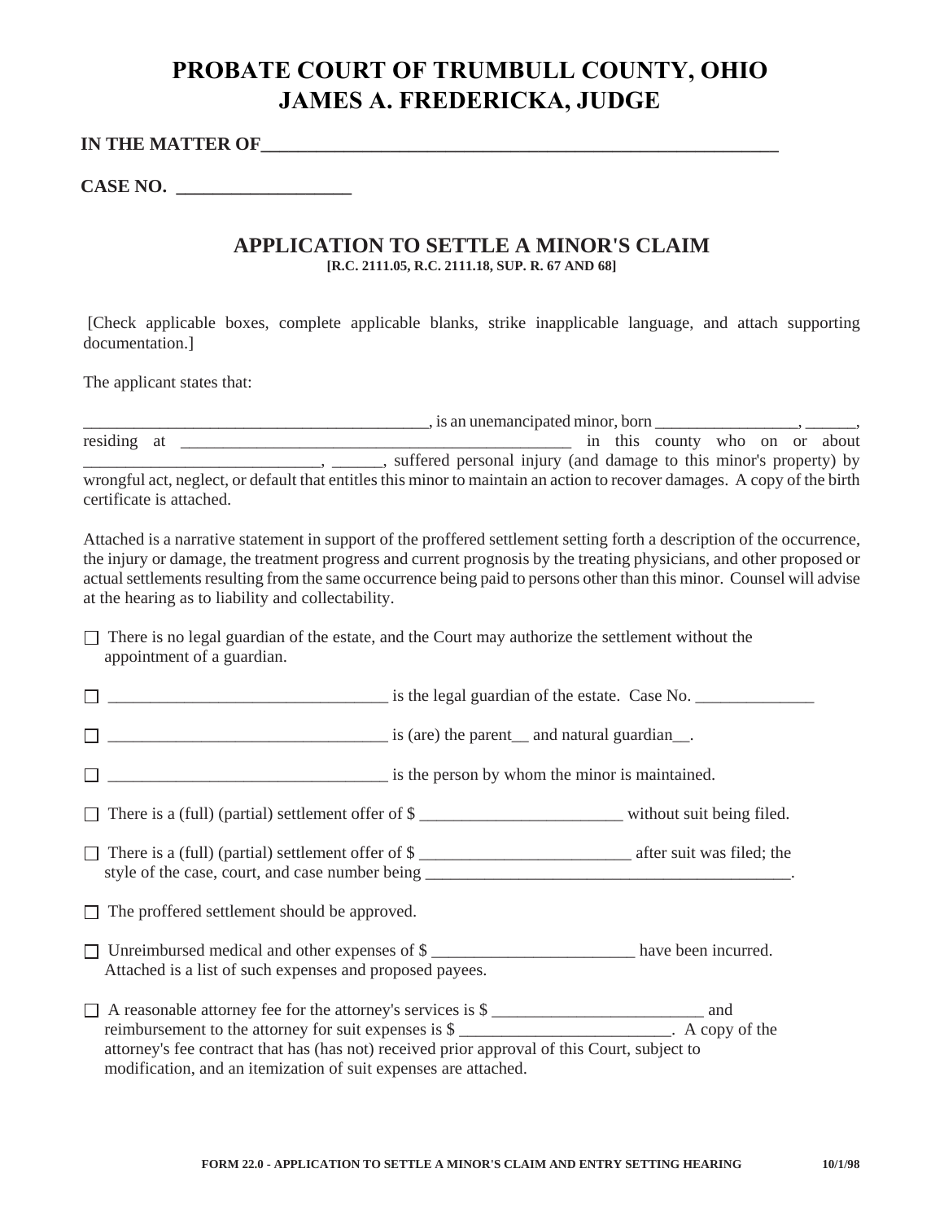# PROBATE COURT OF TRUMBULL COUNTY, OHIO
# JAMES A. FREDERICKA, JUDGE

**IN THE MATTER OF**\_\_\_\_\_\_\_\_\_\_\_\_\_\_\_\_\_\_\_\_\_\_\_\_\_\_\_\_\_\_\_\_\_\_\_\_\_\_\_\_\_\_\_\_\_\_\_\_\_\_\_\_\_\_\_\_

**CASE NO.** \_\_\_\_\_\_\_\_\_\_\_\_\_\_\_\_\_\_\_

## APPLICATION TO SETTLE A MINOR'S CLAIM

**[R.C. 2111.05, R.C. 2111.18, SUP. R. 67 AND 68]**

[Check applicable boxes, complete applicable blanks, strike inapplicable language, and attach supporting documentation.]

The applicant states that:

\_\_\_\_\_\_\_\_\_\_\_\_\_\_\_\_\_\_\_\_\_\_\_\_\_\_\_\_\_\_\_\_\_\_\_\_\_\_\_\_\_\_, is an unemancipated minor, born \_\_\_\_\_\_\_\_\_\_\_\_\_\_\_\_\_, \_\_\_\_\_\_, residing at \_\_\_\_\_\_\_\_\_\_\_\_\_\_\_\_\_\_\_\_\_\_\_\_\_\_\_\_\_\_\_\_\_\_\_\_\_\_\_\_\_\_\_\_\_\_\_\_ in this county who on or about \_\_\_\_\_\_\_\_\_\_\_\_\_\_\_\_\_\_\_\_\_\_\_\_\_\_\_\_\_, \_\_\_\_\_\_, suffered personal injury (and damage to this minor's property) by wrongful act, neglect, or default that entitles this minor to maintain an action to recover damages. A copy of the birth certificate is attached.

Attached is a narrative statement in support of the proffered settlement setting forth a description of the occurrence, the injury or damage, the treatment progress and current prognosis by the treating physicians, and other proposed or actual settlements resulting from the same occurrence being paid to persons other than this minor. Counsel will advise at the hearing as to liability and collectability.

☐ There is no legal guardian of the estate, and the Court may authorize the settlement without the appointment of a guardian.

☐ \_\_\_\_\_\_\_\_\_\_\_\_\_\_\_\_\_\_\_\_\_\_\_\_\_\_\_\_\_\_\_\_\_\_ is the legal guardian of the estate. Case No. \_\_\_\_\_\_\_\_\_\_\_\_\_\_

☐ \_\_\_\_\_\_\_\_\_\_\_\_\_\_\_\_\_\_\_\_\_\_\_\_\_\_\_\_\_\_\_\_\_\_ is (are) the parent\_\_ and natural guardian\_\_.

☐ \_\_\_\_\_\_\_\_\_\_\_\_\_\_\_\_\_\_\_\_\_\_\_\_\_\_\_\_\_\_\_\_\_\_ is the person by whom the minor is maintained.

☐ There is a (full) (partial) settlement offer of $ \_\_\_\_\_\_\_\_\_\_\_\_\_\_\_\_\_\_\_\_\_\_\_\_ without suit being filed.

☐ There is a (full) (partial) settlement offer of $ \_\_\_\_\_\_\_\_\_\_\_\_\_\_\_\_\_\_\_\_\_\_\_\_\_ after suit was filed; the style of the case, court, and case number being \_\_\_\_\_\_\_\_\_\_\_\_\_\_\_\_\_\_\_\_\_\_\_\_\_\_\_\_\_\_\_\_\_\_\_\_\_\_\_\_\_\_\_\_\_.

☐ The proffered settlement should be approved.

☐ Unreimbursed medical and other expenses of $ \_\_\_\_\_\_\_\_\_\_\_\_\_\_\_\_\_\_\_\_\_\_\_\_ have been incurred. Attached is a list of such expenses and proposed payees.

☐ A reasonable attorney fee for the attorney's services is $ \_\_\_\_\_\_\_\_\_\_\_\_\_\_\_\_\_\_\_\_\_\_\_\_\_\_ and reimbursement to the attorney for suit expenses is $ \_\_\_\_\_\_\_\_\_\_\_\_\_\_\_\_\_\_\_\_\_\_\_\_\_\_. A copy of the attorney's fee contract that has (has not) received prior approval of this Court, subject to modification, and an itemization of suit expenses are attached.

**FORM 22.0 - APPLICATION TO SETTLE A MINOR'S CLAIM AND ENTRY SETTING HEARING 10/1/98**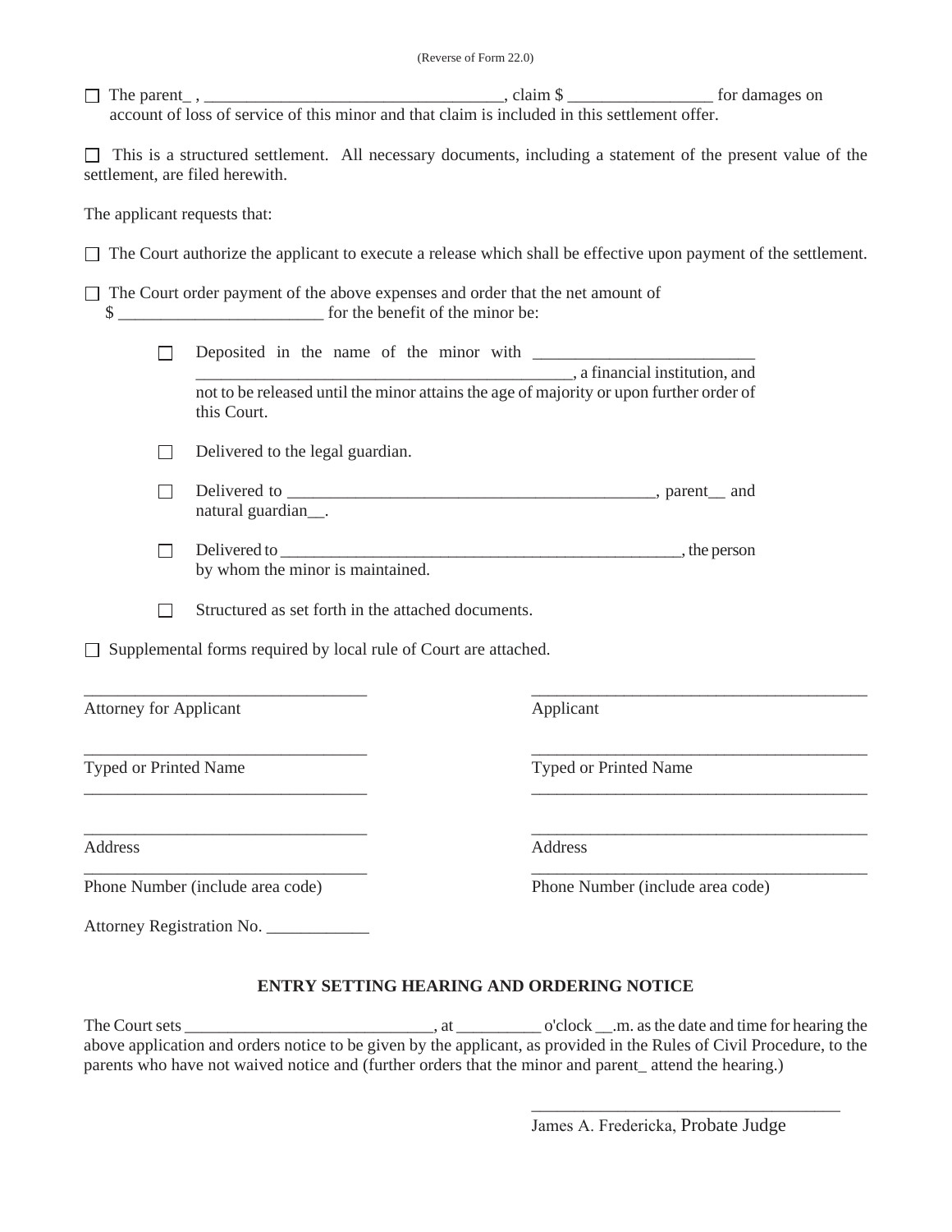(Reverse of Form 22.0)

☐ The parent_ , ___________________________________, claim $ _________________ for damages on account of loss of service of this minor and that claim is included in this settlement offer.

☐ This is a structured settlement. All necessary documents, including a statement of the present value of the settlement, are filed herewith.

The applicant requests that:

☐ The Court authorize the applicant to execute a release which shall be effective upon payment of the settlement.

☐ The Court order payment of the above expenses and order that the net amount of $ ________________________ for the benefit of the minor be:

- ☐ Deposited in the name of the minor with __________________________ ____________________________________________, a financial institution, and not to be released until the minor attains the age of majority or upon further order of this Court.
- ☐ Delivered to the legal guardian.
- ☐ Delivered to ____________________________________________, parent__ and natural guardian__.
- ☐ Delivered to _________________________________________________, the person by whom the minor is maintained.
- ☐ Structured as set forth in the attached documents.

☐ Supplemental forms required by local rule of Court are attached.

_________________________________
Attorney for Applicant

_________________________________
Typed or Printed Name

_________________________________

_________________________________
Address

_________________________________
Phone Number (include area code)

Attorney Registration No. ____________

_______________________________________
Applicant

_______________________________________
Typed or Printed Name

_______________________________________

_______________________________________
Address

_______________________________________
Phone Number (include area code)

## ENTRY SETTING HEARING AND ORDERING NOTICE

The Court sets _____________________________, at __________ o'clock __.m. as the date and time for hearing the above application and orders notice to be given by the applicant, as provided in the Rules of Civil Procedure, to the parents who have not waived notice and (further orders that the minor and parent_ attend the hearing.)

_____________________________________
James A. Fredericka, Probate Judge